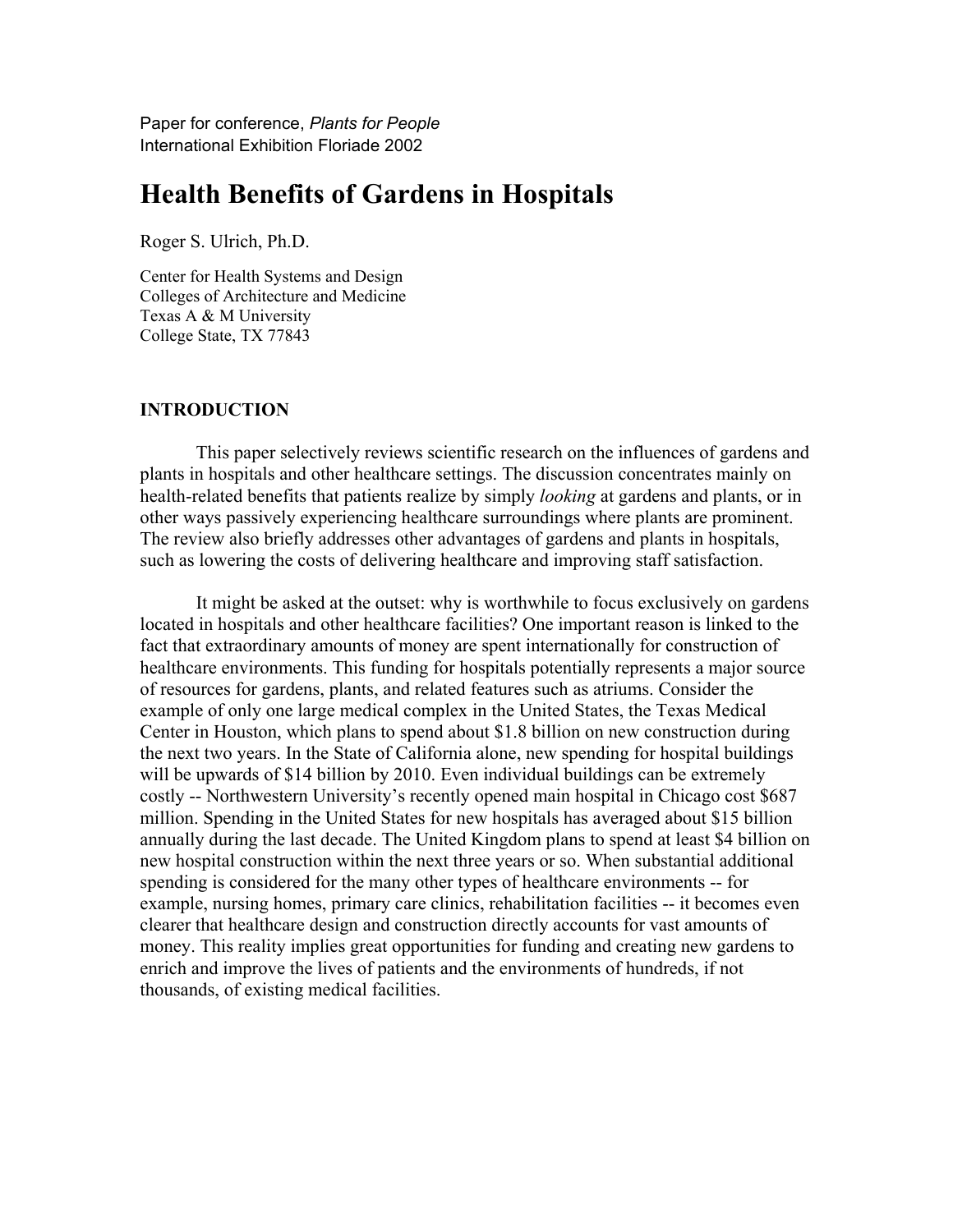Paper for conference, *Plants for People*
International Exhibition Floriade 2002

# Health Benefits of Gardens in Hospitals

Roger S. Ulrich, Ph.D.

Center for Health Systems and Design
Colleges of Architecture and Medicine
Texas A & M University
College State, TX 77843

## INTRODUCTION

This paper selectively reviews scientific research on the influences of gardens and plants in hospitals and other healthcare settings. The discussion concentrates mainly on health-related benefits that patients realize by simply *looking* at gardens and plants, or in other ways passively experiencing healthcare surroundings where plants are prominent. The review also briefly addresses other advantages of gardens and plants in hospitals, such as lowering the costs of delivering healthcare and improving staff satisfaction.

It might be asked at the outset: why is worthwhile to focus exclusively on gardens located in hospitals and other healthcare facilities? One important reason is linked to the fact that extraordinary amounts of money are spent internationally for construction of healthcare environments. This funding for hospitals potentially represents a major source of resources for gardens, plants, and related features such as atriums. Consider the example of only one large medical complex in the United States, the Texas Medical Center in Houston, which plans to spend about $1.8 billion on new construction during the next two years. In the State of California alone, new spending for hospital buildings will be upwards of $14 billion by 2010. Even individual buildings can be extremely costly -- Northwestern University's recently opened main hospital in Chicago cost $687 million. Spending in the United States for new hospitals has averaged about $15 billion annually during the last decade. The United Kingdom plans to spend at least $4 billion on new hospital construction within the next three years or so. When substantial additional spending is considered for the many other types of healthcare environments -- for example, nursing homes, primary care clinics, rehabilitation facilities -- it becomes even clearer that healthcare design and construction directly accounts for vast amounts of money. This reality implies great opportunities for funding and creating new gardens to enrich and improve the lives of patients and the environments of hundreds, if not thousands, of existing medical facilities.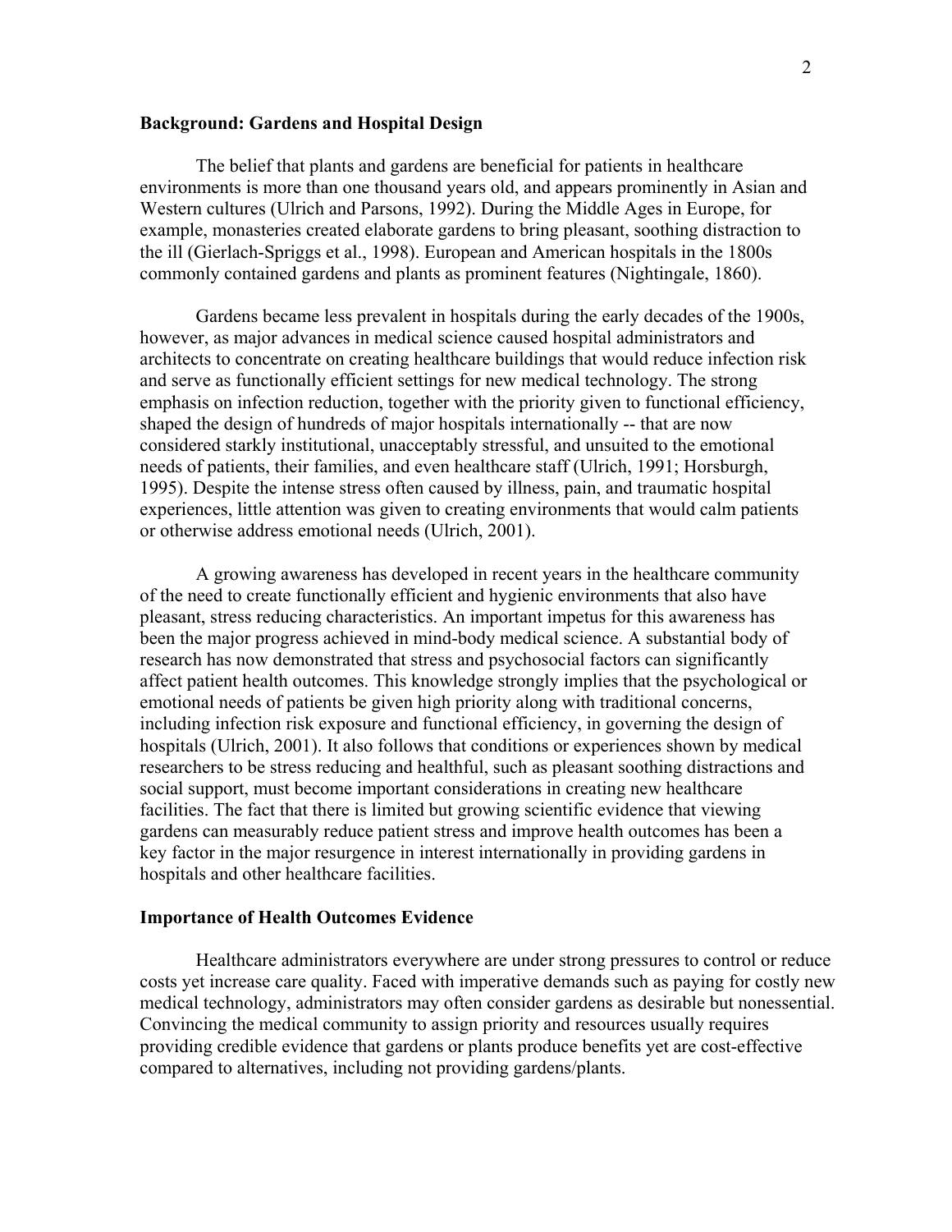**Background: Gardens and Hospital Design**

The belief that plants and gardens are beneficial for patients in healthcare environments is more than one thousand years old, and appears prominently in Asian and Western cultures (Ulrich and Parsons, 1992). During the Middle Ages in Europe, for example, monasteries created elaborate gardens to bring pleasant, soothing distraction to the ill (Gierlach-Spriggs et al., 1998). European and American hospitals in the 1800s commonly contained gardens and plants as prominent features (Nightingale, 1860).

Gardens became less prevalent in hospitals during the early decades of the 1900s, however, as major advances in medical science caused hospital administrators and architects to concentrate on creating healthcare buildings that would reduce infection risk and serve as functionally efficient settings for new medical technology. The strong emphasis on infection reduction, together with the priority given to functional efficiency, shaped the design of hundreds of major hospitals internationally -- that are now considered starkly institutional, unacceptably stressful, and unsuited to the emotional needs of patients, their families, and even healthcare staff (Ulrich, 1991; Horsburgh, 1995). Despite the intense stress often caused by illness, pain, and traumatic hospital experiences, little attention was given to creating environments that would calm patients or otherwise address emotional needs (Ulrich, 2001).

A growing awareness has developed in recent years in the healthcare community of the need to create functionally efficient and hygienic environments that also have pleasant, stress reducing characteristics. An important impetus for this awareness has been the major progress achieved in mind-body medical science. A substantial body of research has now demonstrated that stress and psychosocial factors can significantly affect patient health outcomes. This knowledge strongly implies that the psychological or emotional needs of patients be given high priority along with traditional concerns, including infection risk exposure and functional efficiency, in governing the design of hospitals (Ulrich, 2001). It also follows that conditions or experiences shown by medical researchers to be stress reducing and healthful, such as pleasant soothing distractions and social support, must become important considerations in creating new healthcare facilities. The fact that there is limited but growing scientific evidence that viewing gardens can measurably reduce patient stress and improve health outcomes has been a key factor in the major resurgence in interest internationally in providing gardens in hospitals and other healthcare facilities.

**Importance of Health Outcomes Evidence**

Healthcare administrators everywhere are under strong pressures to control or reduce costs yet increase care quality. Faced with imperative demands such as paying for costly new medical technology, administrators may often consider gardens as desirable but nonessential. Convincing the medical community to assign priority and resources usually requires providing credible evidence that gardens or plants produce benefits yet are cost-effective compared to alternatives, including not providing gardens/plants.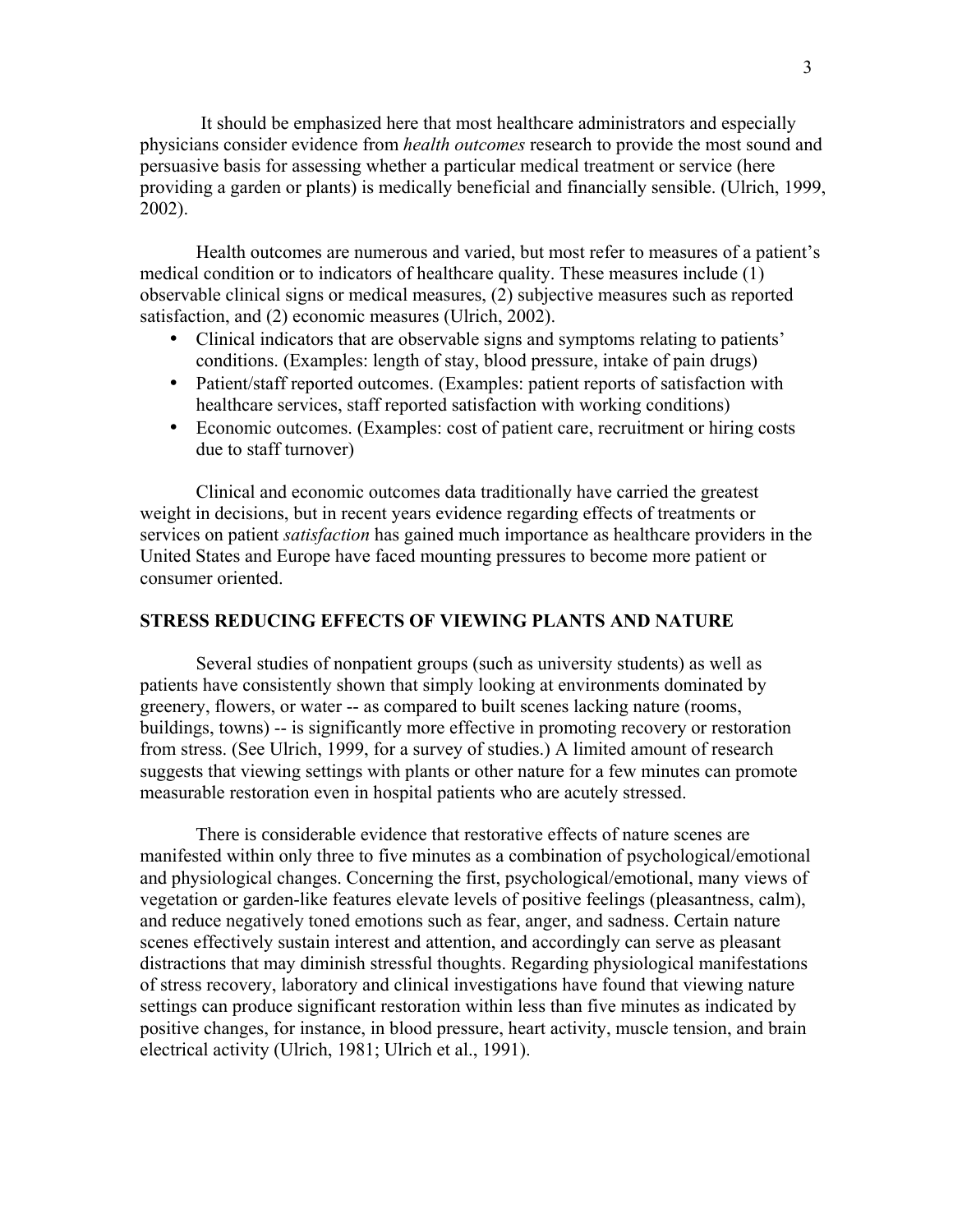It should be emphasized here that most healthcare administrators and especially physicians consider evidence from *health outcomes* research to provide the most sound and persuasive basis for assessing whether a particular medical treatment or service (here providing a garden or plants) is medically beneficial and financially sensible. (Ulrich, 1999, 2002).

Health outcomes are numerous and varied, but most refer to measures of a patient's medical condition or to indicators of healthcare quality. These measures include (1) observable clinical signs or medical measures, (2) subjective measures such as reported satisfaction, and (2) economic measures (Ulrich, 2002).

- Clinical indicators that are observable signs and symptoms relating to patients' conditions. (Examples: length of stay, blood pressure, intake of pain drugs)
- Patient/staff reported outcomes. (Examples: patient reports of satisfaction with healthcare services, staff reported satisfaction with working conditions)
- Economic outcomes. (Examples: cost of patient care, recruitment or hiring costs due to staff turnover)

Clinical and economic outcomes data traditionally have carried the greatest weight in decisions, but in recent years evidence regarding effects of treatments or services on patient *satisfaction* has gained much importance as healthcare providers in the United States and Europe have faced mounting pressures to become more patient or consumer oriented.

## STRESS REDUCING EFFECTS OF VIEWING PLANTS AND NATURE

Several studies of nonpatient groups (such as university students) as well as patients have consistently shown that simply looking at environments dominated by greenery, flowers, or water -- as compared to built scenes lacking nature (rooms, buildings, towns) -- is significantly more effective in promoting recovery or restoration from stress. (See Ulrich, 1999, for a survey of studies.) A limited amount of research suggests that viewing settings with plants or other nature for a few minutes can promote measurable restoration even in hospital patients who are acutely stressed.

There is considerable evidence that restorative effects of nature scenes are manifested within only three to five minutes as a combination of psychological/emotional and physiological changes. Concerning the first, psychological/emotional, many views of vegetation or garden-like features elevate levels of positive feelings (pleasantness, calm), and reduce negatively toned emotions such as fear, anger, and sadness. Certain nature scenes effectively sustain interest and attention, and accordingly can serve as pleasant distractions that may diminish stressful thoughts. Regarding physiological manifestations of stress recovery, laboratory and clinical investigations have found that viewing nature settings can produce significant restoration within less than five minutes as indicated by positive changes, for instance, in blood pressure, heart activity, muscle tension, and brain electrical activity (Ulrich, 1981; Ulrich et al., 1991).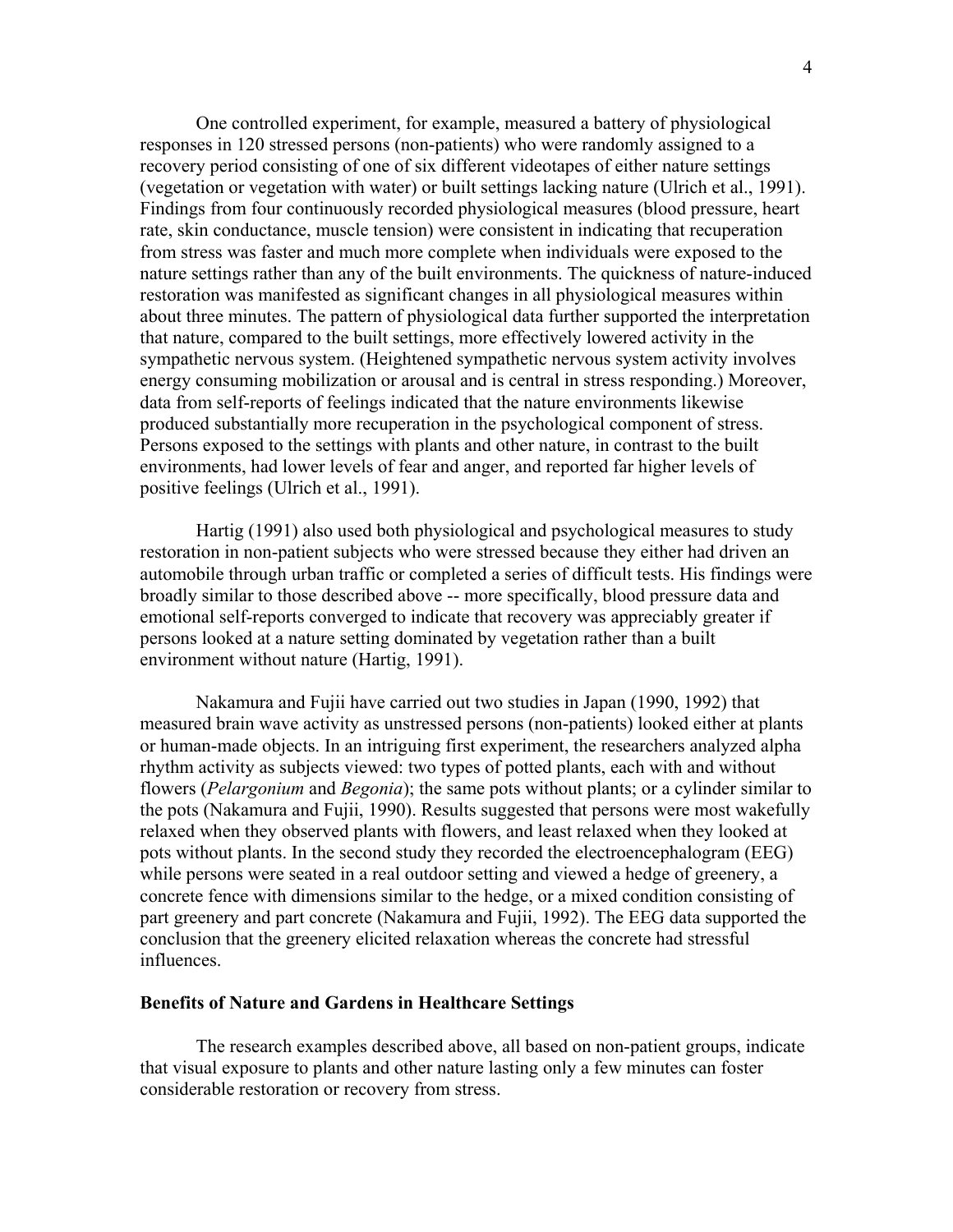One controlled experiment, for example, measured a battery of physiological responses in 120 stressed persons (non-patients) who were randomly assigned to a recovery period consisting of one of six different videotapes of either nature settings (vegetation or vegetation with water) or built settings lacking nature (Ulrich et al., 1991). Findings from four continuously recorded physiological measures (blood pressure, heart rate, skin conductance, muscle tension) were consistent in indicating that recuperation from stress was faster and much more complete when individuals were exposed to the nature settings rather than any of the built environments. The quickness of nature-induced restoration was manifested as significant changes in all physiological measures within about three minutes. The pattern of physiological data further supported the interpretation that nature, compared to the built settings, more effectively lowered activity in the sympathetic nervous system. (Heightened sympathetic nervous system activity involves energy consuming mobilization or arousal and is central in stress responding.) Moreover, data from self-reports of feelings indicated that the nature environments likewise produced substantially more recuperation in the psychological component of stress. Persons exposed to the settings with plants and other nature, in contrast to the built environments, had lower levels of fear and anger, and reported far higher levels of positive feelings (Ulrich et al., 1991).

Hartig (1991) also used both physiological and psychological measures to study restoration in non-patient subjects who were stressed because they either had driven an automobile through urban traffic or completed a series of difficult tests. His findings were broadly similar to those described above -- more specifically, blood pressure data and emotional self-reports converged to indicate that recovery was appreciably greater if persons looked at a nature setting dominated by vegetation rather than a built environment without nature (Hartig, 1991).

Nakamura and Fujii have carried out two studies in Japan (1990, 1992) that measured brain wave activity as unstressed persons (non-patients) looked either at plants or human-made objects. In an intriguing first experiment, the researchers analyzed alpha rhythm activity as subjects viewed: two types of potted plants, each with and without flowers (*Pelargonium* and *Begonia*); the same pots without plants; or a cylinder similar to the pots (Nakamura and Fujii, 1990). Results suggested that persons were most wakefully relaxed when they observed plants with flowers, and least relaxed when they looked at pots without plants. In the second study they recorded the electroencephalogram (EEG) while persons were seated in a real outdoor setting and viewed a hedge of greenery, a concrete fence with dimensions similar to the hedge, or a mixed condition consisting of part greenery and part concrete (Nakamura and Fujii, 1992). The EEG data supported the conclusion that the greenery elicited relaxation whereas the concrete had stressful influences.

## Benefits of Nature and Gardens in Healthcare Settings

The research examples described above, all based on non-patient groups, indicate that visual exposure to plants and other nature lasting only a few minutes can foster considerable restoration or recovery from stress.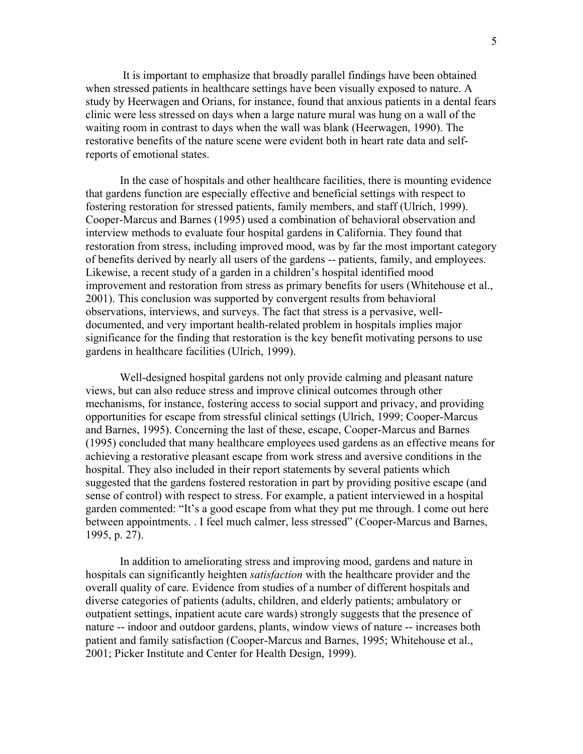It is important to emphasize that broadly parallel findings have been obtained when stressed patients in healthcare settings have been visually exposed to nature. A study by Heerwagen and Orians, for instance, found that anxious patients in a dental fears clinic were less stressed on days when a large nature mural was hung on a wall of the waiting room in contrast to days when the wall was blank (Heerwagen, 1990). The restorative benefits of the nature scene were evident both in heart rate data and self-reports of emotional states.

In the case of hospitals and other healthcare facilities, there is mounting evidence that gardens function are especially effective and beneficial settings with respect to fostering restoration for stressed patients, family members, and staff (Ulrich, 1999). Cooper-Marcus and Barnes (1995) used a combination of behavioral observation and interview methods to evaluate four hospital gardens in California. They found that restoration from stress, including improved mood, was by far the most important category of benefits derived by nearly all users of the gardens -- patients, family, and employees. Likewise, a recent study of a garden in a children's hospital identified mood improvement and restoration from stress as primary benefits for users (Whitehouse et al., 2001). This conclusion was supported by convergent results from behavioral observations, interviews, and surveys. The fact that stress is a pervasive, well-documented, and very important health-related problem in hospitals implies major significance for the finding that restoration is the key benefit motivating persons to use gardens in healthcare facilities (Ulrich, 1999).

Well-designed hospital gardens not only provide calming and pleasant nature views, but can also reduce stress and improve clinical outcomes through other mechanisms, for instance, fostering access to social support and privacy, and providing opportunities for escape from stressful clinical settings (Ulrich, 1999; Cooper-Marcus and Barnes, 1995). Concerning the last of these, escape, Cooper-Marcus and Barnes (1995) concluded that many healthcare employees used gardens as an effective means for achieving a restorative pleasant escape from work stress and aversive conditions in the hospital. They also included in their report statements by several patients which suggested that the gardens fostered restoration in part by providing positive escape (and sense of control) with respect to stress. For example, a patient interviewed in a hospital garden commented: "It's a good escape from what they put me through. I come out here between appointments. . I feel much calmer, less stressed" (Cooper-Marcus and Barnes, 1995, p. 27).

In addition to ameliorating stress and improving mood, gardens and nature in hospitals can significantly heighten *satisfaction* with the healthcare provider and the overall quality of care. Evidence from studies of a number of different hospitals and diverse categories of patients (adults, children, and elderly patients; ambulatory or outpatient settings, inpatient acute care wards) strongly suggests that the presence of nature -- indoor and outdoor gardens, plants, window views of nature -- increases both patient and family satisfaction (Cooper-Marcus and Barnes, 1995; Whitehouse et al., 2001; Picker Institute and Center for Health Design, 1999).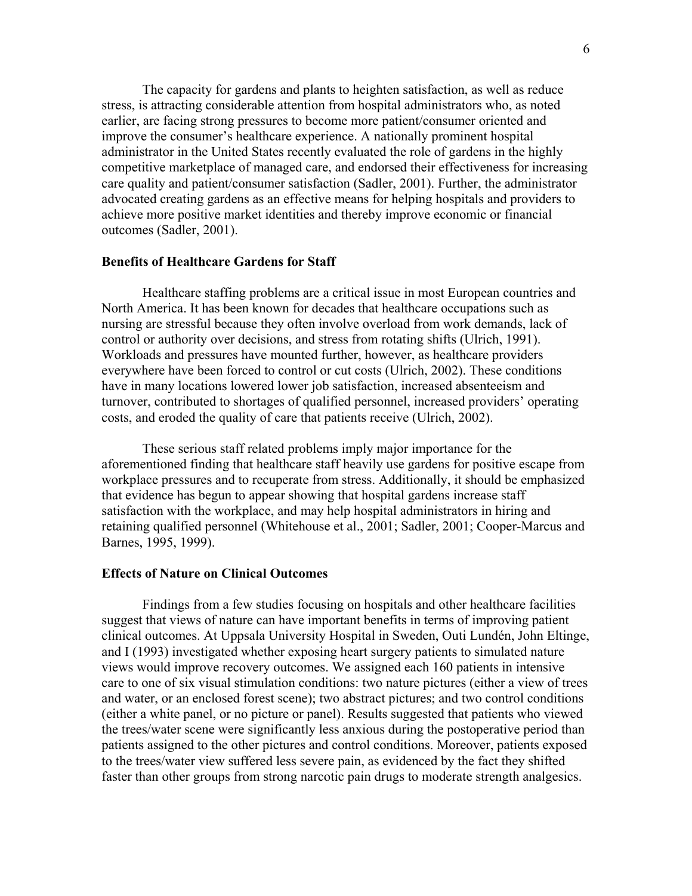The capacity for gardens and plants to heighten satisfaction, as well as reduce stress, is attracting considerable attention from hospital administrators who, as noted earlier, are facing strong pressures to become more patient/consumer oriented and improve the consumer's healthcare experience. A nationally prominent hospital administrator in the United States recently evaluated the role of gardens in the highly competitive marketplace of managed care, and endorsed their effectiveness for increasing care quality and patient/consumer satisfaction (Sadler, 2001). Further, the administrator advocated creating gardens as an effective means for helping hospitals and providers to achieve more positive market identities and thereby improve economic or financial outcomes (Sadler, 2001).

### Benefits of Healthcare Gardens for Staff

Healthcare staffing problems are a critical issue in most European countries and North America. It has been known for decades that healthcare occupations such as nursing are stressful because they often involve overload from work demands, lack of control or authority over decisions, and stress from rotating shifts (Ulrich, 1991). Workloads and pressures have mounted further, however, as healthcare providers everywhere have been forced to control or cut costs (Ulrich, 2002). These conditions have in many locations lowered lower job satisfaction, increased absenteeism and turnover, contributed to shortages of qualified personnel, increased providers' operating costs, and eroded the quality of care that patients receive (Ulrich, 2002).

These serious staff related problems imply major importance for the aforementioned finding that healthcare staff heavily use gardens for positive escape from workplace pressures and to recuperate from stress. Additionally, it should be emphasized that evidence has begun to appear showing that hospital gardens increase staff satisfaction with the workplace, and may help hospital administrators in hiring and retaining qualified personnel (Whitehouse et al., 2001; Sadler, 2001; Cooper-Marcus and Barnes, 1995, 1999).

### Effects of Nature on Clinical Outcomes

Findings from a few studies focusing on hospitals and other healthcare facilities suggest that views of nature can have important benefits in terms of improving patient clinical outcomes. At Uppsala University Hospital in Sweden, Outi Lundén, John Eltinge, and I (1993) investigated whether exposing heart surgery patients to simulated nature views would improve recovery outcomes. We assigned each 160 patients in intensive care to one of six visual stimulation conditions: two nature pictures (either a view of trees and water, or an enclosed forest scene); two abstract pictures; and two control conditions (either a white panel, or no picture or panel). Results suggested that patients who viewed the trees/water scene were significantly less anxious during the postoperative period than patients assigned to the other pictures and control conditions. Moreover, patients exposed to the trees/water view suffered less severe pain, as evidenced by the fact they shifted faster than other groups from strong narcotic pain drugs to moderate strength analgesics.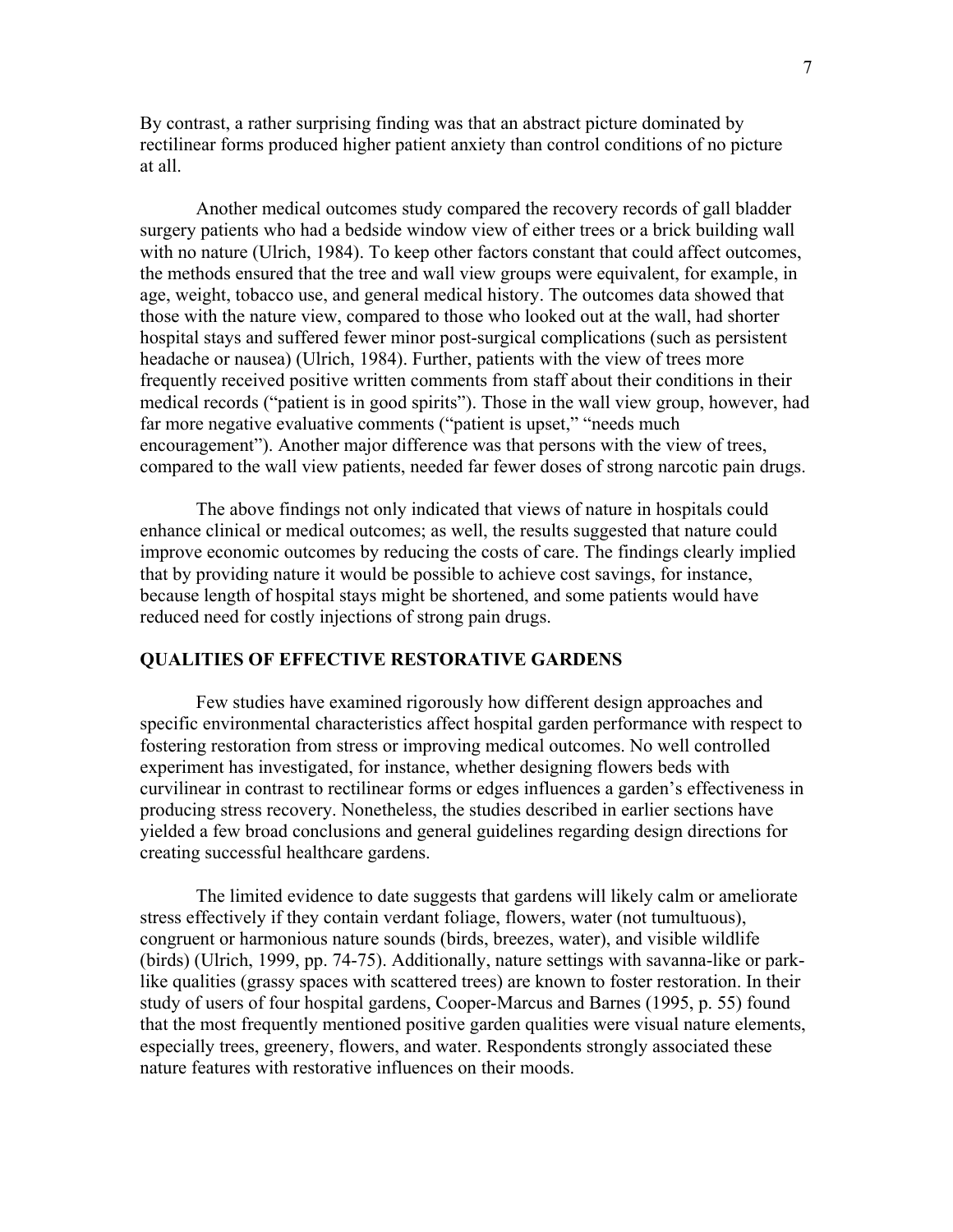By contrast, a rather surprising finding was that an abstract picture dominated by rectilinear forms produced higher patient anxiety than control conditions of no picture at all.

Another medical outcomes study compared the recovery records of gall bladder surgery patients who had a bedside window view of either trees or a brick building wall with no nature (Ulrich, 1984). To keep other factors constant that could affect outcomes, the methods ensured that the tree and wall view groups were equivalent, for example, in age, weight, tobacco use, and general medical history. The outcomes data showed that those with the nature view, compared to those who looked out at the wall, had shorter hospital stays and suffered fewer minor post-surgical complications (such as persistent headache or nausea) (Ulrich, 1984). Further, patients with the view of trees more frequently received positive written comments from staff about their conditions in their medical records ("patient is in good spirits"). Those in the wall view group, however, had far more negative evaluative comments ("patient is upset," "needs much encouragement"). Another major difference was that persons with the view of trees, compared to the wall view patients, needed far fewer doses of strong narcotic pain drugs.

The above findings not only indicated that views of nature in hospitals could enhance clinical or medical outcomes; as well, the results suggested that nature could improve economic outcomes by reducing the costs of care. The findings clearly implied that by providing nature it would be possible to achieve cost savings, for instance, because length of hospital stays might be shortened, and some patients would have reduced need for costly injections of strong pain drugs.

## QUALITIES OF EFFECTIVE RESTORATIVE GARDENS

Few studies have examined rigorously how different design approaches and specific environmental characteristics affect hospital garden performance with respect to fostering restoration from stress or improving medical outcomes. No well controlled experiment has investigated, for instance, whether designing flowers beds with curvilinear in contrast to rectilinear forms or edges influences a garden's effectiveness in producing stress recovery. Nonetheless, the studies described in earlier sections have yielded a few broad conclusions and general guidelines regarding design directions for creating successful healthcare gardens.

The limited evidence to date suggests that gardens will likely calm or ameliorate stress effectively if they contain verdant foliage, flowers, water (not tumultuous), congruent or harmonious nature sounds (birds, breezes, water), and visible wildlife (birds) (Ulrich, 1999, pp. 74-75). Additionally, nature settings with savanna-like or park-like qualities (grassy spaces with scattered trees) are known to foster restoration. In their study of users of four hospital gardens, Cooper-Marcus and Barnes (1995, p. 55) found that the most frequently mentioned positive garden qualities were visual nature elements, especially trees, greenery, flowers, and water. Respondents strongly associated these nature features with restorative influences on their moods.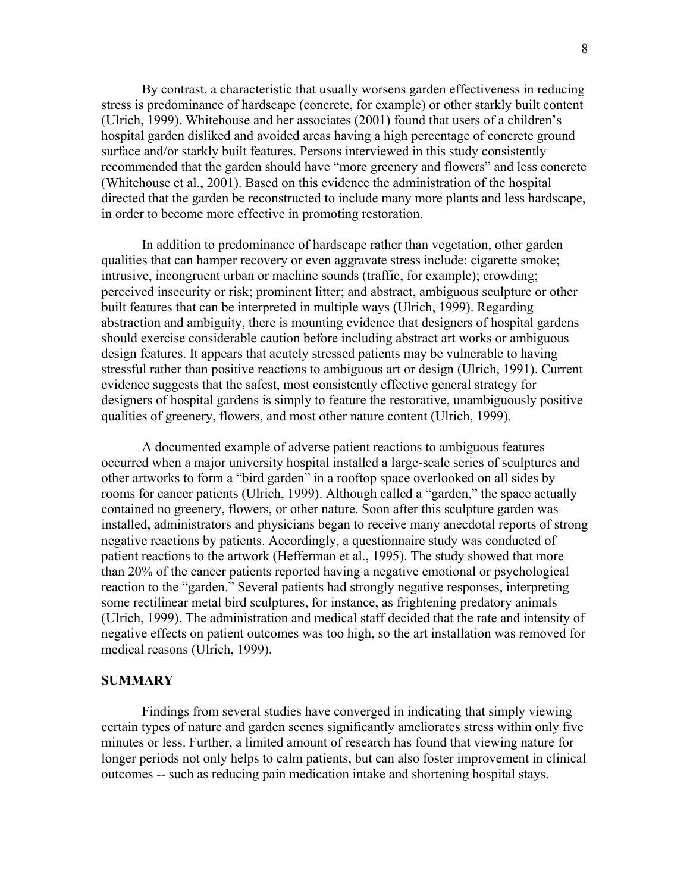By contrast, a characteristic that usually worsens garden effectiveness in reducing stress is predominance of hardscape (concrete, for example) or other starkly built content (Ulrich, 1999). Whitehouse and her associates (2001) found that users of a children's hospital garden disliked and avoided areas having a high percentage of concrete ground surface and/or starkly built features. Persons interviewed in this study consistently recommended that the garden should have "more greenery and flowers" and less concrete (Whitehouse et al., 2001). Based on this evidence the administration of the hospital directed that the garden be reconstructed to include many more plants and less hardscape, in order to become more effective in promoting restoration.

In addition to predominance of hardscape rather than vegetation, other garden qualities that can hamper recovery or even aggravate stress include: cigarette smoke; intrusive, incongruent urban or machine sounds (traffic, for example); crowding; perceived insecurity or risk; prominent litter; and abstract, ambiguous sculpture or other built features that can be interpreted in multiple ways (Ulrich, 1999). Regarding abstraction and ambiguity, there is mounting evidence that designers of hospital gardens should exercise considerable caution before including abstract art works or ambiguous design features. It appears that acutely stressed patients may be vulnerable to having stressful rather than positive reactions to ambiguous art or design (Ulrich, 1991). Current evidence suggests that the safest, most consistently effective general strategy for designers of hospital gardens is simply to feature the restorative, unambiguously positive qualities of greenery, flowers, and most other nature content (Ulrich, 1999).

A documented example of adverse patient reactions to ambiguous features occurred when a major university hospital installed a large-scale series of sculptures and other artworks to form a "bird garden" in a rooftop space overlooked on all sides by rooms for cancer patients (Ulrich, 1999). Although called a "garden," the space actually contained no greenery, flowers, or other nature. Soon after this sculpture garden was installed, administrators and physicians began to receive many anecdotal reports of strong negative reactions by patients. Accordingly, a questionnaire study was conducted of patient reactions to the artwork (Hefferman et al., 1995). The study showed that more than 20% of the cancer patients reported having a negative emotional or psychological reaction to the "garden." Several patients had strongly negative responses, interpreting some rectilinear metal bird sculptures, for instance, as frightening predatory animals (Ulrich, 1999). The administration and medical staff decided that the rate and intensity of negative effects on patient outcomes was too high, so the art installation was removed for medical reasons (Ulrich, 1999).

## SUMMARY

Findings from several studies have converged in indicating that simply viewing certain types of nature and garden scenes significantly ameliorates stress within only five minutes or less. Further, a limited amount of research has found that viewing nature for longer periods not only helps to calm patients, but can also foster improvement in clinical outcomes -- such as reducing pain medication intake and shortening hospital stays.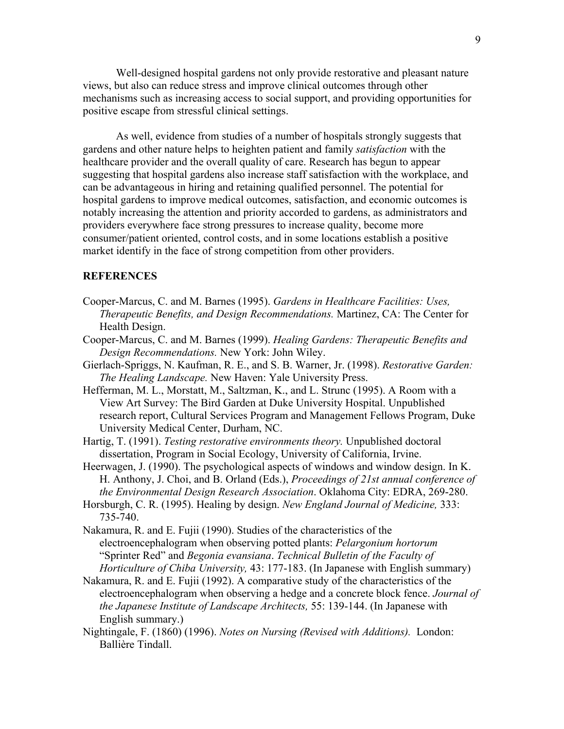Well-designed hospital gardens not only provide restorative and pleasant nature views, but also can reduce stress and improve clinical outcomes through other mechanisms such as increasing access to social support, and providing opportunities for positive escape from stressful clinical settings.

As well, evidence from studies of a number of hospitals strongly suggests that gardens and other nature helps to heighten patient and family *satisfaction* with the healthcare provider and the overall quality of care. Research has begun to appear suggesting that hospital gardens also increase staff satisfaction with the workplace, and can be advantageous in hiring and retaining qualified personnel. The potential for hospital gardens to improve medical outcomes, satisfaction, and economic outcomes is notably increasing the attention and priority accorded to gardens, as administrators and providers everywhere face strong pressures to increase quality, become more consumer/patient oriented, control costs, and in some locations establish a positive market identify in the face of strong competition from other providers.

## REFERENCES

Cooper-Marcus, C. and M. Barnes (1995). *Gardens in Healthcare Facilities: Uses, Therapeutic Benefits, and Design Recommendations.* Martinez, CA: The Center for Health Design.

Cooper-Marcus, C. and M. Barnes (1999). *Healing Gardens: Therapeutic Benefits and Design Recommendations.* New York: John Wiley.

Gierlach-Spriggs, N. Kaufman, R. E., and S. B. Warner, Jr. (1998). *Restorative Garden: The Healing Landscape.* New Haven: Yale University Press.

Hefferman, M. L., Morstatt, M., Saltzman, K., and L. Strunc (1995). A Room with a View Art Survey: The Bird Garden at Duke University Hospital. Unpublished research report, Cultural Services Program and Management Fellows Program, Duke University Medical Center, Durham, NC.

Hartig, T. (1991). *Testing restorative environments theory.* Unpublished doctoral dissertation, Program in Social Ecology, University of California, Irvine.

Heerwagen, J. (1990). The psychological aspects of windows and window design. In K. H. Anthony, J. Choi, and B. Orland (Eds.), *Proceedings of 21st annual conference of the Environmental Design Research Association*. Oklahoma City: EDRA, 269-280.

Horsburgh, C. R. (1995). Healing by design. *New England Journal of Medicine,* 333: 735-740.

Nakamura, R. and E. Fujii (1990). Studies of the characteristics of the electroencephalogram when observing potted plants: *Pelargonium hortorum* "Sprinter Red" and *Begonia evansiana*. *Technical Bulletin of the Faculty of Horticulture of Chiba University,* 43: 177-183. (In Japanese with English summary)

Nakamura, R. and E. Fujii (1992). A comparative study of the characteristics of the electroencephalogram when observing a hedge and a concrete block fence. *Journal of the Japanese Institute of Landscape Architects,* 55: 139-144. (In Japanese with English summary.)

Nightingale, F. (1860) (1996). *Notes on Nursing (Revised with Additions).* London: Ballière Tindall.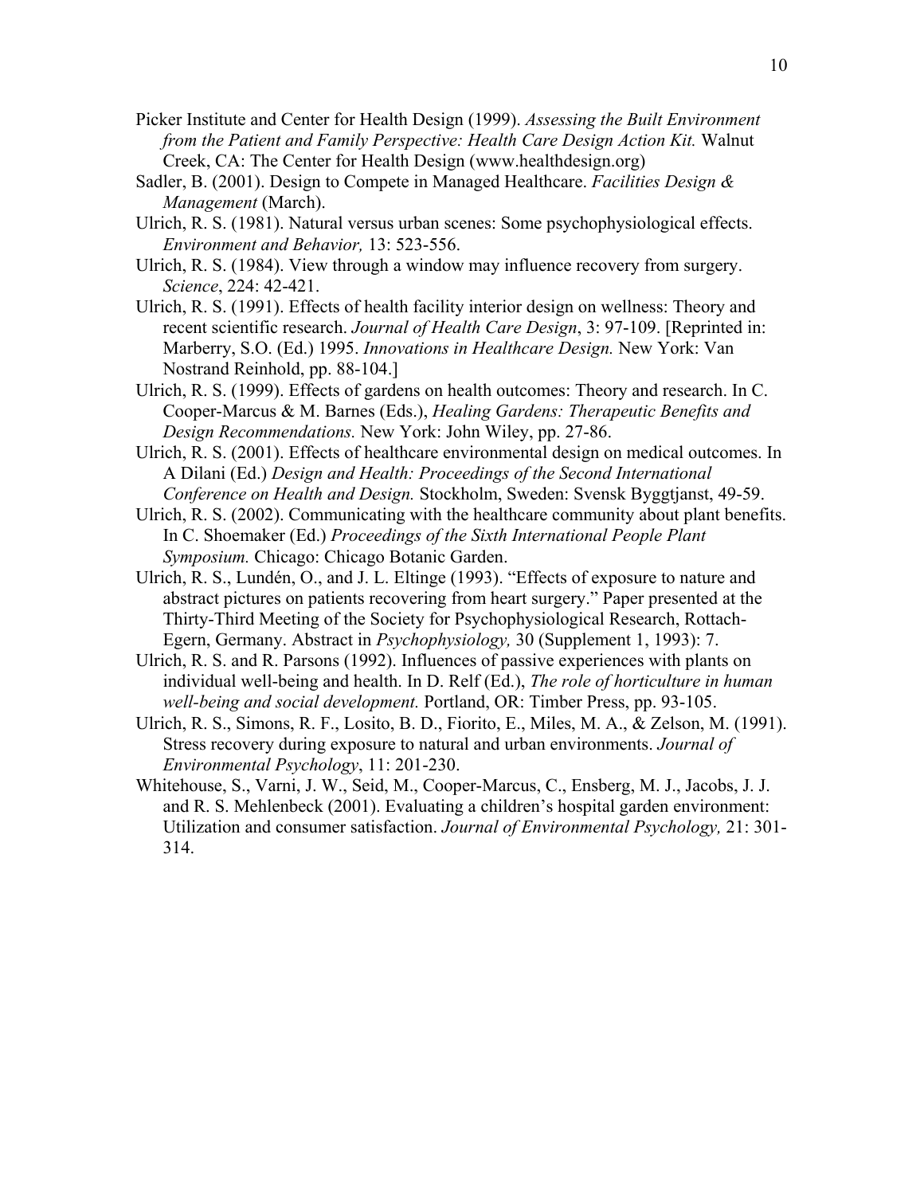Picker Institute and Center for Health Design (1999). *Assessing the Built Environment from the Patient and Family Perspective: Health Care Design Action Kit.* Walnut Creek, CA: The Center for Health Design (www.healthdesign.org)

Sadler, B. (2001). Design to Compete in Managed Healthcare. *Facilities Design & Management* (March).

Ulrich, R. S. (1981). Natural versus urban scenes: Some psychophysiological effects. *Environment and Behavior,* 13: 523-556.

Ulrich, R. S. (1984). View through a window may influence recovery from surgery. *Science*, 224: 42-421.

Ulrich, R. S. (1991). Effects of health facility interior design on wellness: Theory and recent scientific research. *Journal of Health Care Design*, 3: 97-109. [Reprinted in: Marberry, S.O. (Ed.) 1995. *Innovations in Healthcare Design.* New York: Van Nostrand Reinhold, pp. 88-104.]

Ulrich, R. S. (1999). Effects of gardens on health outcomes: Theory and research. In C. Cooper-Marcus & M. Barnes (Eds.), *Healing Gardens: Therapeutic Benefits and Design Recommendations.* New York: John Wiley, pp. 27-86.

Ulrich, R. S. (2001). Effects of healthcare environmental design on medical outcomes. In A Dilani (Ed.) *Design and Health: Proceedings of the Second International Conference on Health and Design.* Stockholm, Sweden: Svensk Byggtjanst, 49-59.

Ulrich, R. S. (2002). Communicating with the healthcare community about plant benefits. In C. Shoemaker (Ed.) *Proceedings of the Sixth International People Plant Symposium.* Chicago: Chicago Botanic Garden.

Ulrich, R. S., Lundén, O., and J. L. Eltinge (1993). "Effects of exposure to nature and abstract pictures on patients recovering from heart surgery." Paper presented at the Thirty-Third Meeting of the Society for Psychophysiological Research, Rottach-Egern, Germany. Abstract in *Psychophysiology,* 30 (Supplement 1, 1993): 7.

Ulrich, R. S. and R. Parsons (1992). Influences of passive experiences with plants on individual well-being and health. In D. Relf (Ed.), *The role of horticulture in human well-being and social development.* Portland, OR: Timber Press, pp. 93-105.

Ulrich, R. S., Simons, R. F., Losito, B. D., Fiorito, E., Miles, M. A., & Zelson, M. (1991). Stress recovery during exposure to natural and urban environments. *Journal of Environmental Psychology*, 11: 201-230.

Whitehouse, S., Varni, J. W., Seid, M., Cooper-Marcus, C., Ensberg, M. J., Jacobs, J. J. and R. S. Mehlenbeck (2001). Evaluating a children's hospital garden environment: Utilization and consumer satisfaction. *Journal of Environmental Psychology,* 21: 301-314.